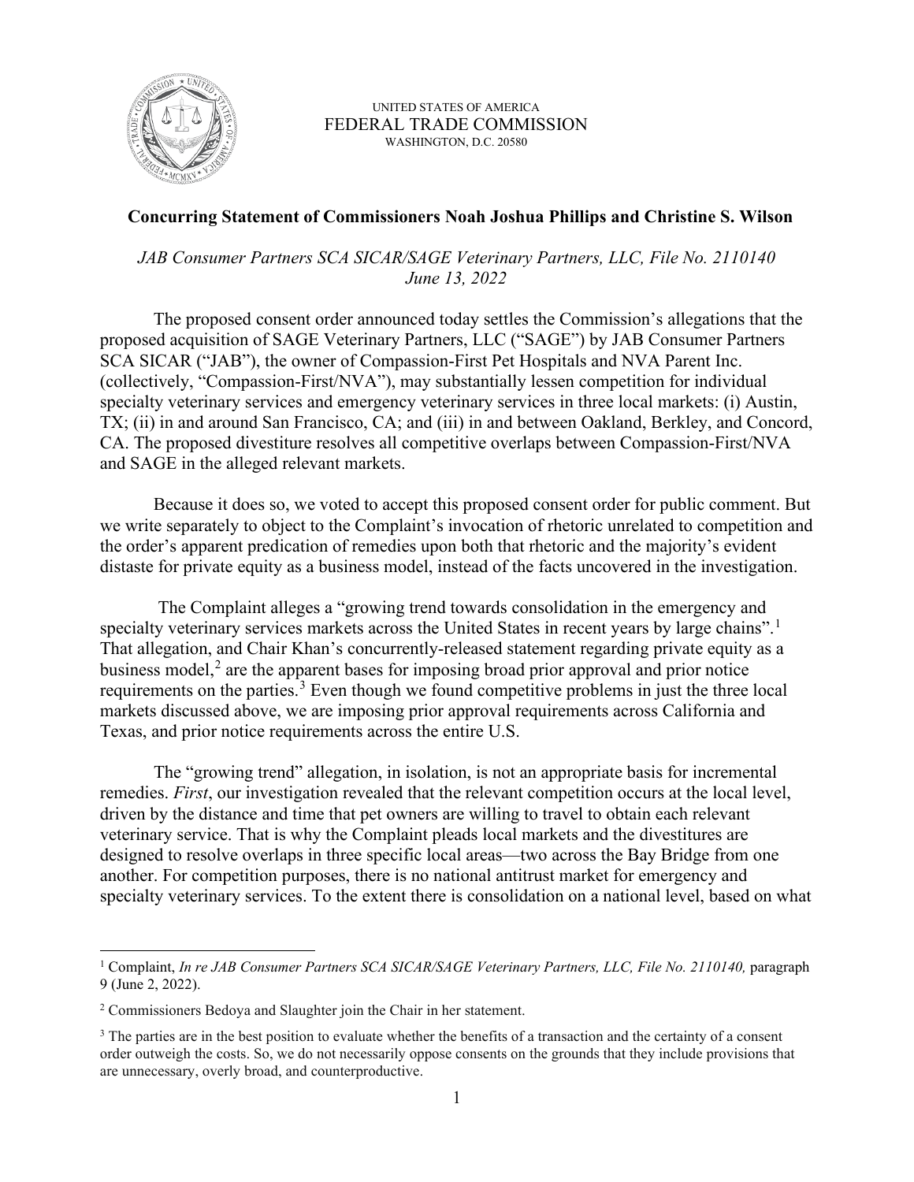UNITED STATES OF AMERICA
FEDERAL TRADE COMMISSION
WASHINGTON, D.C. 20580

**Concurring Statement of Commissioners Noah Joshua Phillips and Christine S. Wilson**

*JAB Consumer Partners SCA SICAR/SAGE Veterinary Partners, LLC, File No. 2110140*
*June 13, 2022*

The proposed consent order announced today settles the Commission's allegations that the proposed acquisition of SAGE Veterinary Partners, LLC ("SAGE") by JAB Consumer Partners SCA SICAR ("JAB"), the owner of Compassion-First Pet Hospitals and NVA Parent Inc. (collectively, "Compassion-First/NVA"), may substantially lessen competition for individual specialty veterinary services and emergency veterinary services in three local markets: (i) Austin, TX; (ii) in and around San Francisco, CA; and (iii) in and between Oakland, Berkley, and Concord, CA. The proposed divestiture resolves all competitive overlaps between Compassion-First/NVA and SAGE in the alleged relevant markets.

Because it does so, we voted to accept this proposed consent order for public comment. But we write separately to object to the Complaint's invocation of rhetoric unrelated to competition and the order's apparent predication of remedies upon both that rhetoric and the majority's evident distaste for private equity as a business model, instead of the facts uncovered in the investigation.

The Complaint alleges a "growing trend towards consolidation in the emergency and specialty veterinary services markets across the United States in recent years by large chains".[1] That allegation, and Chair Khan's concurrently-released statement regarding private equity as a business model,[2] are the apparent bases for imposing broad prior approval and prior notice requirements on the parties.[3] Even though we found competitive problems in just the three local markets discussed above, we are imposing prior approval requirements across California and Texas, and prior notice requirements across the entire U.S.

The "growing trend" allegation, in isolation, is not an appropriate basis for incremental remedies. *First*, our investigation revealed that the relevant competition occurs at the local level, driven by the distance and time that pet owners are willing to travel to obtain each relevant veterinary service. That is why the Complaint pleads local markets and the divestitures are designed to resolve overlaps in three specific local areas—two across the Bay Bridge from one another. For competition purposes, there is no national antitrust market for emergency and specialty veterinary services. To the extent there is consolidation on a national level, based on what

---

[1] Complaint, *In re JAB Consumer Partners SCA SICAR/SAGE Veterinary Partners, LLC, File No. 2110140,* paragraph 9 (June 2, 2022).

[2] Commissioners Bedoya and Slaughter join the Chair in her statement.

[3] The parties are in the best position to evaluate whether the benefits of a transaction and the certainty of a consent order outweigh the costs. So, we do not necessarily oppose consents on the grounds that they include provisions that are unnecessary, overly broad, and counterproductive.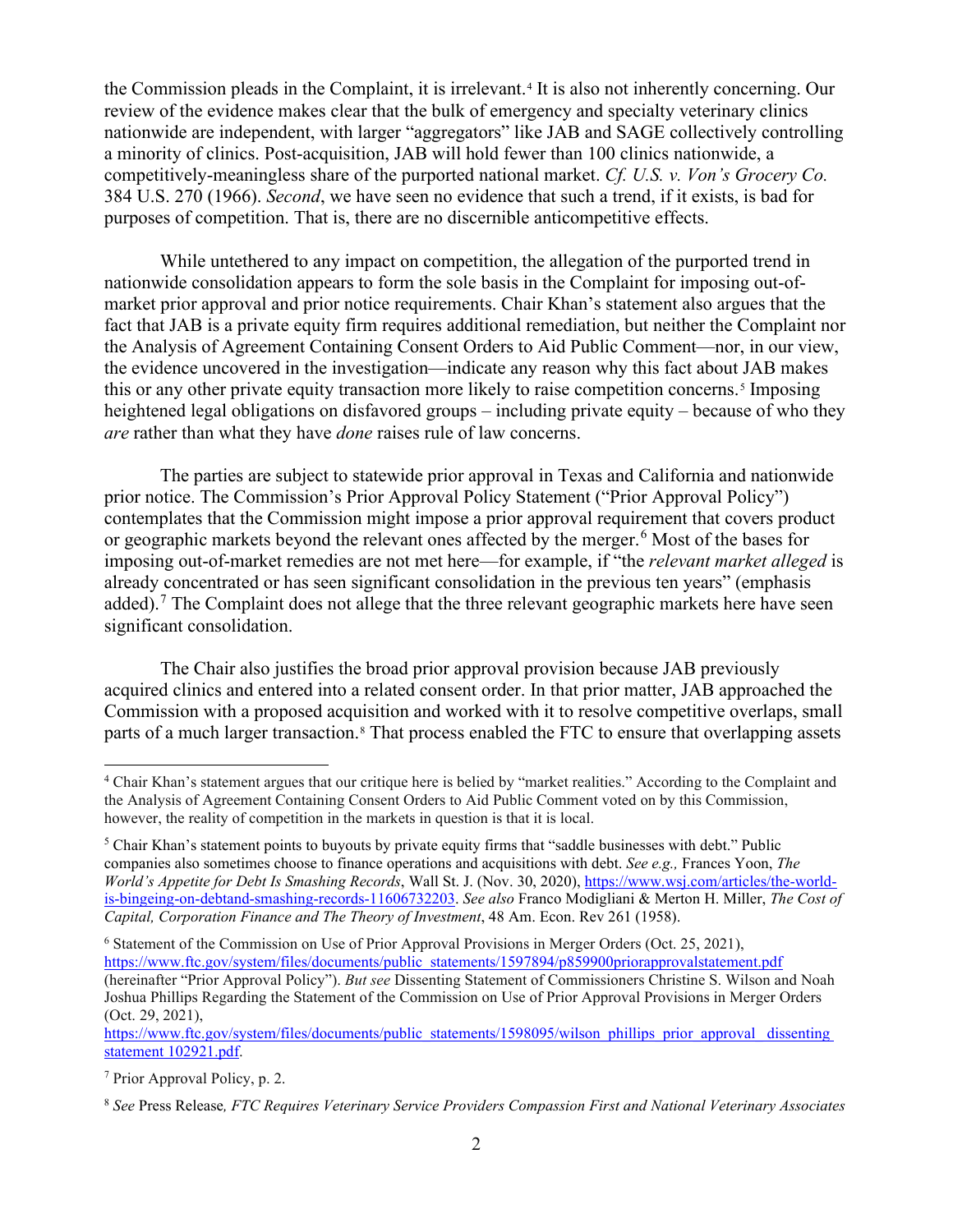the Commission pleads in the Complaint, it is irrelevant.[4] It is also not inherently concerning. Our review of the evidence makes clear that the bulk of emergency and specialty veterinary clinics nationwide are independent, with larger "aggregators" like JAB and SAGE collectively controlling a minority of clinics. Post-acquisition, JAB will hold fewer than 100 clinics nationwide, a competitively-meaningless share of the purported national market. *Cf. U.S. v. Von's Grocery Co.* 384 U.S. 270 (1966). *Second*, we have seen no evidence that such a trend, if it exists, is bad for purposes of competition. That is, there are no discernible anticompetitive effects.

While untethered to any impact on competition, the allegation of the purported trend in nationwide consolidation appears to form the sole basis in the Complaint for imposing out-of-market prior approval and prior notice requirements. Chair Khan's statement also argues that the fact that JAB is a private equity firm requires additional remediation, but neither the Complaint nor the Analysis of Agreement Containing Consent Orders to Aid Public Comment—nor, in our view, the evidence uncovered in the investigation—indicate any reason why this fact about JAB makes this or any other private equity transaction more likely to raise competition concerns.[5] Imposing heightened legal obligations on disfavored groups – including private equity – because of who they *are* rather than what they have *done* raises rule of law concerns.

The parties are subject to statewide prior approval in Texas and California and nationwide prior notice. The Commission's Prior Approval Policy Statement ("Prior Approval Policy") contemplates that the Commission might impose a prior approval requirement that covers product or geographic markets beyond the relevant ones affected by the merger.[6] Most of the bases for imposing out-of-market remedies are not met here—for example, if "the *relevant market alleged* is already concentrated or has seen significant consolidation in the previous ten years" (emphasis added).[7] The Complaint does not allege that the three relevant geographic markets here have seen significant consolidation.

The Chair also justifies the broad prior approval provision because JAB previously acquired clinics and entered into a related consent order. In that prior matter, JAB approached the Commission with a proposed acquisition and worked with it to resolve competitive overlaps, small parts of a much larger transaction.[8] That process enabled the FTC to ensure that overlapping assets

---

[4] Chair Khan's statement argues that our critique here is belied by "market realities." According to the Complaint and the Analysis of Agreement Containing Consent Orders to Aid Public Comment voted on by this Commission, however, the reality of competition in the markets in question is that it is local.

[5] Chair Khan's statement points to buyouts by private equity firms that "saddle businesses with debt." Public companies also sometimes choose to finance operations and acquisitions with debt. *See e.g.,* Frances Yoon, *The World's Appetite for Debt Is Smashing Records*, Wall St. J. (Nov. 30, 2020), https://www.wsj.com/articles/the-world-is-bingeing-on-debtand-smashing-records-11606732203. *See also* Franco Modigliani & Merton H. Miller, *The Cost of Capital, Corporation Finance and The Theory of Investment*, 48 Am. Econ. Rev 261 (1958).

[6] Statement of the Commission on Use of Prior Approval Provisions in Merger Orders (Oct. 25, 2021), https://www.ftc.gov/system/files/documents/public_statements/1597894/p859900priorapprovalstatement.pdf (hereinafter "Prior Approval Policy"). *But see* Dissenting Statement of Commissioners Christine S. Wilson and Noah Joshua Phillips Regarding the Statement of the Commission on Use of Prior Approval Provisions in Merger Orders (Oct. 29, 2021), https://www.ftc.gov/system/files/documents/public_statements/1598095/wilson_phillips_prior_approval_dissenting_statement_102921.pdf.

[7] Prior Approval Policy, p. 2.

[8] *See* Press Release*, FTC Requires Veterinary Service Providers Compassion First and National Veterinary Associates*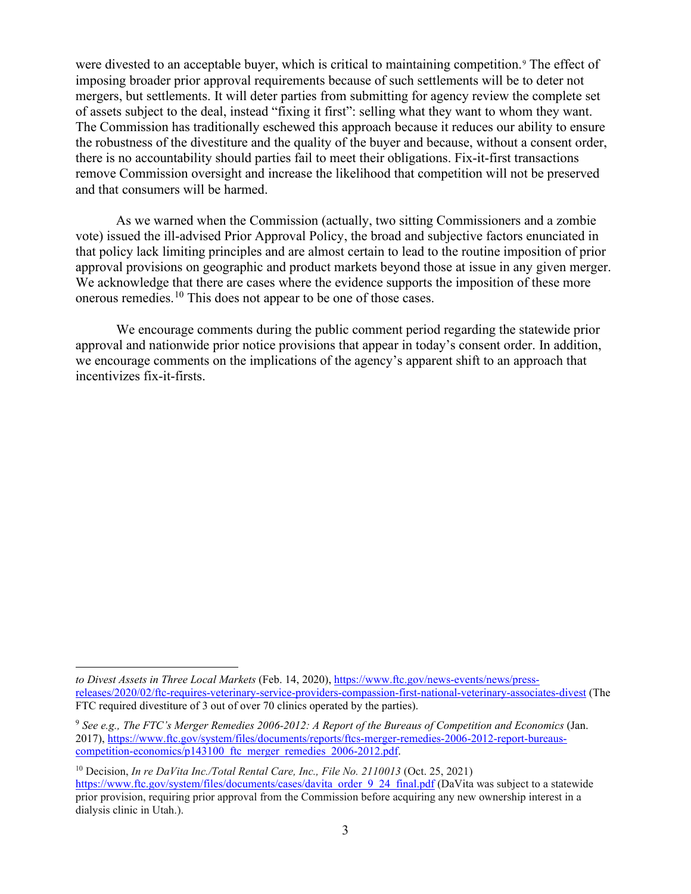were divested to an acceptable buyer, which is critical to maintaining competition.[9] The effect of imposing broader prior approval requirements because of such settlements will be to deter not mergers, but settlements. It will deter parties from submitting for agency review the complete set of assets subject to the deal, instead "fixing it first": selling what they want to whom they want. The Commission has traditionally eschewed this approach because it reduces our ability to ensure the robustness of the divestiture and the quality of the buyer and because, without a consent order, there is no accountability should parties fail to meet their obligations. Fix-it-first transactions remove Commission oversight and increase the likelihood that competition will not be preserved and that consumers will be harmed.

As we warned when the Commission (actually, two sitting Commissioners and a zombie vote) issued the ill-advised Prior Approval Policy, the broad and subjective factors enunciated in that policy lack limiting principles and are almost certain to lead to the routine imposition of prior approval provisions on geographic and product markets beyond those at issue in any given merger. We acknowledge that there are cases where the evidence supports the imposition of these more onerous remedies.[10] This does not appear to be one of those cases.

We encourage comments during the public comment period regarding the statewide prior approval and nationwide prior notice provisions that appear in today's consent order. In addition, we encourage comments on the implications of the agency's apparent shift to an approach that incentivizes fix-it-firsts.

---

*to Divest Assets in Three Local Markets* (Feb. 14, 2020), https://www.ftc.gov/news-events/news/press-releases/2020/02/ftc-requires-veterinary-service-providers-compassion-first-national-veterinary-associates-divest (The FTC required divestiture of 3 out of over 70 clinics operated by the parties).

[9] *See e.g., The FTC's Merger Remedies 2006-2012: A Report of the Bureaus of Competition and Economics* (Jan. 2017), https://www.ftc.gov/system/files/documents/reports/ftcs-merger-remedies-2006-2012-report-bureaus-competition-economics/p143100_ftc_merger_remedies_2006-2012.pdf.

[10] Decision, *In re DaVita Inc./Total Rental Care, Inc., File No. 2110013* (Oct. 25, 2021) https://www.ftc.gov/system/files/documents/cases/davita_order_9_24_final.pdf (DaVita was subject to a statewide prior provision, requiring prior approval from the Commission before acquiring any new ownership interest in a dialysis clinic in Utah.).